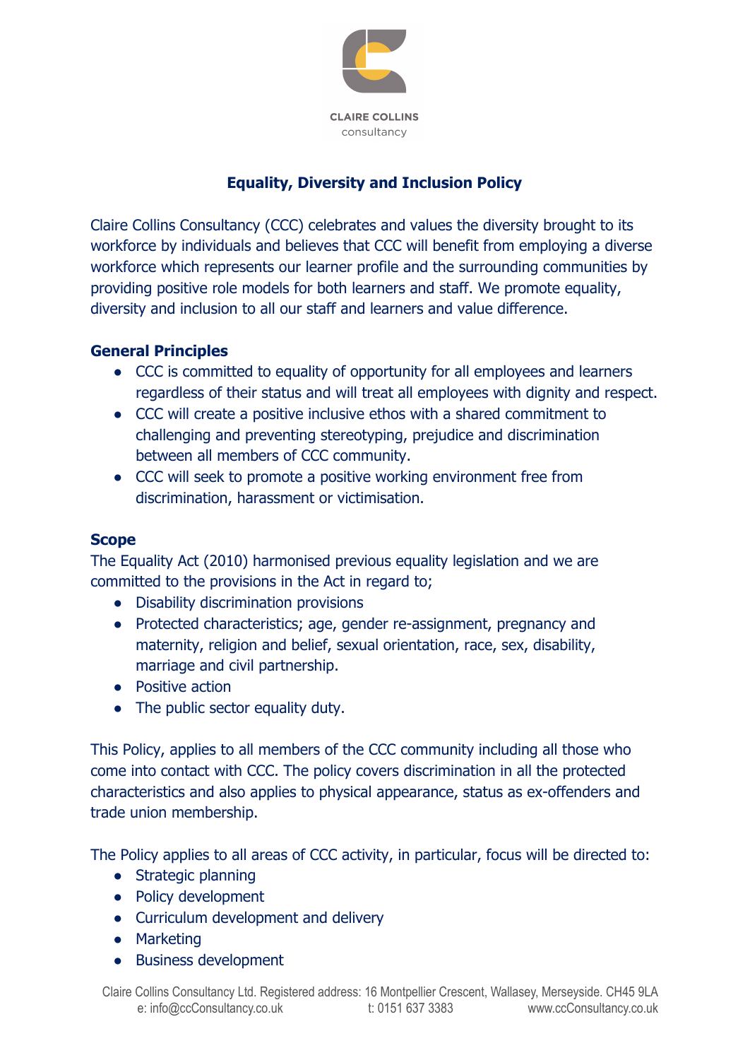CLAIRE COLLINS
consultancy

# Equality, Diversity and Inclusion Policy

Claire Collins Consultancy (CCC) celebrates and values the diversity brought to its workforce by individuals and believes that CCC will benefit from employing a diverse workforce which represents our learner profile and the surrounding communities by providing positive role models for both learners and staff. We promote equality, diversity and inclusion to all our staff and learners and value difference.

## General Principles

- CCC is committed to equality of opportunity for all employees and learners regardless of their status and will treat all employees with dignity and respect.
- CCC will create a positive inclusive ethos with a shared commitment to challenging and preventing stereotyping, prejudice and discrimination between all members of CCC community.
- CCC will seek to promote a positive working environment free from discrimination, harassment or victimisation.

## Scope

The Equality Act (2010) harmonised previous equality legislation and we are committed to the provisions in the Act in regard to;

- Disability discrimination provisions
- Protected characteristics; age, gender re-assignment, pregnancy and maternity, religion and belief, sexual orientation, race, sex, disability, marriage and civil partnership.
- Positive action
- The public sector equality duty.

This Policy, applies to all members of the CCC community including all those who come into contact with CCC. The policy covers discrimination in all the protected characteristics and also applies to physical appearance, status as ex-offenders and trade union membership.

The Policy applies to all areas of CCC activity, in particular, focus will be directed to:

- Strategic planning
- Policy development
- Curriculum development and delivery
- Marketing
- Business development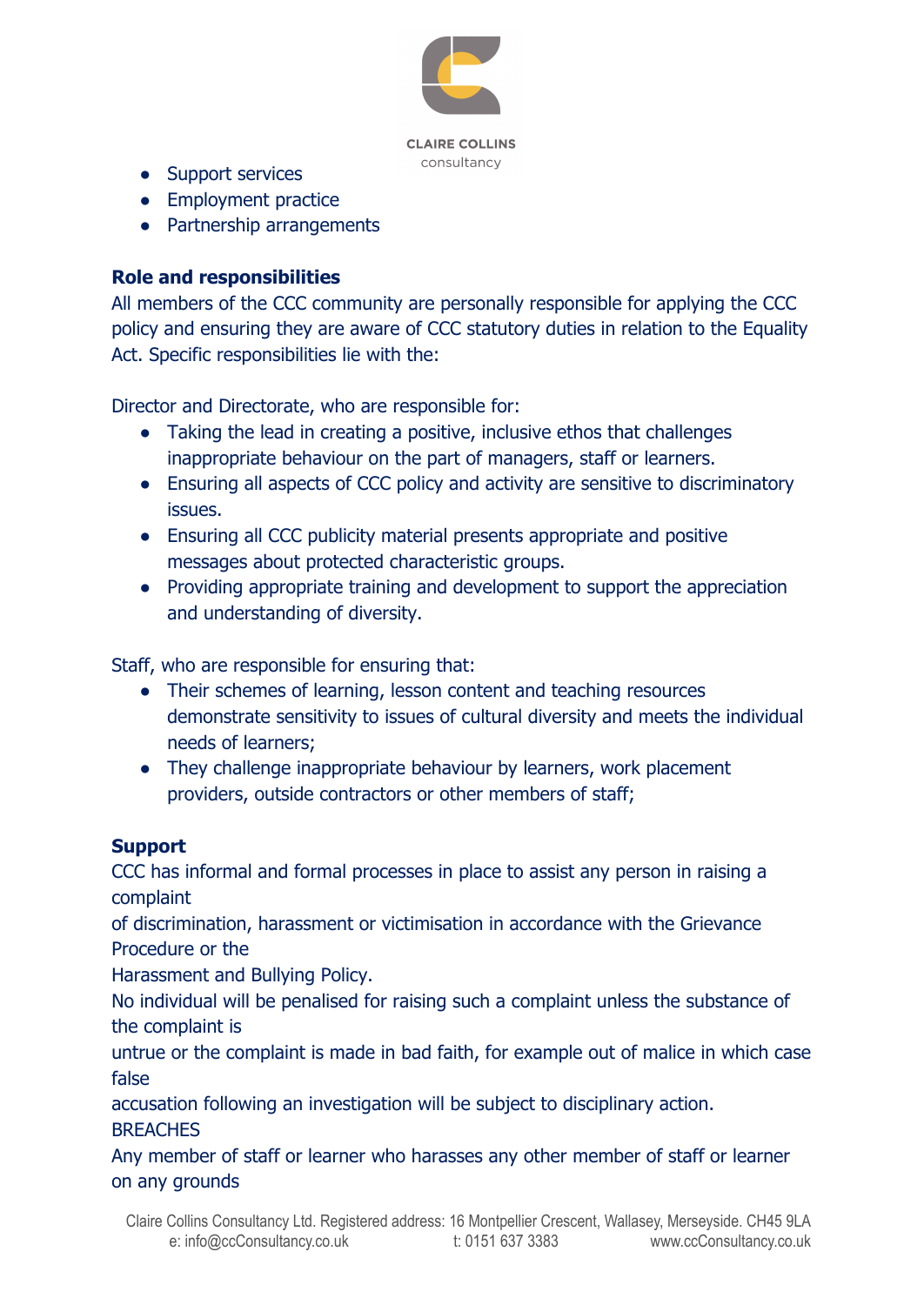- Support services
- Employment practice
- Partnership arrangements

**Role and responsibilities**

All members of the CCC community are personally responsible for applying the CCC policy and ensuring they are aware of CCC statutory duties in relation to the Equality Act. Specific responsibilities lie with the:

Director and Directorate, who are responsible for:

- Taking the lead in creating a positive, inclusive ethos that challenges inappropriate behaviour on the part of managers, staff or learners.
- Ensuring all aspects of CCC policy and activity are sensitive to discriminatory issues.
- Ensuring all CCC publicity material presents appropriate and positive messages about protected characteristic groups.
- Providing appropriate training and development to support the appreciation and understanding of diversity.

Staff, who are responsible for ensuring that:

- Their schemes of learning, lesson content and teaching resources demonstrate sensitivity to issues of cultural diversity and meets the individual needs of learners;
- They challenge inappropriate behaviour by learners, work placement providers, outside contractors or other members of staff;

**Support**

CCC has informal and formal processes in place to assist any person in raising a complaint of discrimination, harassment or victimisation in accordance with the Grievance Procedure or the Harassment and Bullying Policy.

No individual will be penalised for raising such a complaint unless the substance of the complaint is untrue or the complaint is made in bad faith, for example out of malice in which case false accusation following an investigation will be subject to disciplinary action.

BREACHES

Any member of staff or learner who harasses any other member of staff or learner on any grounds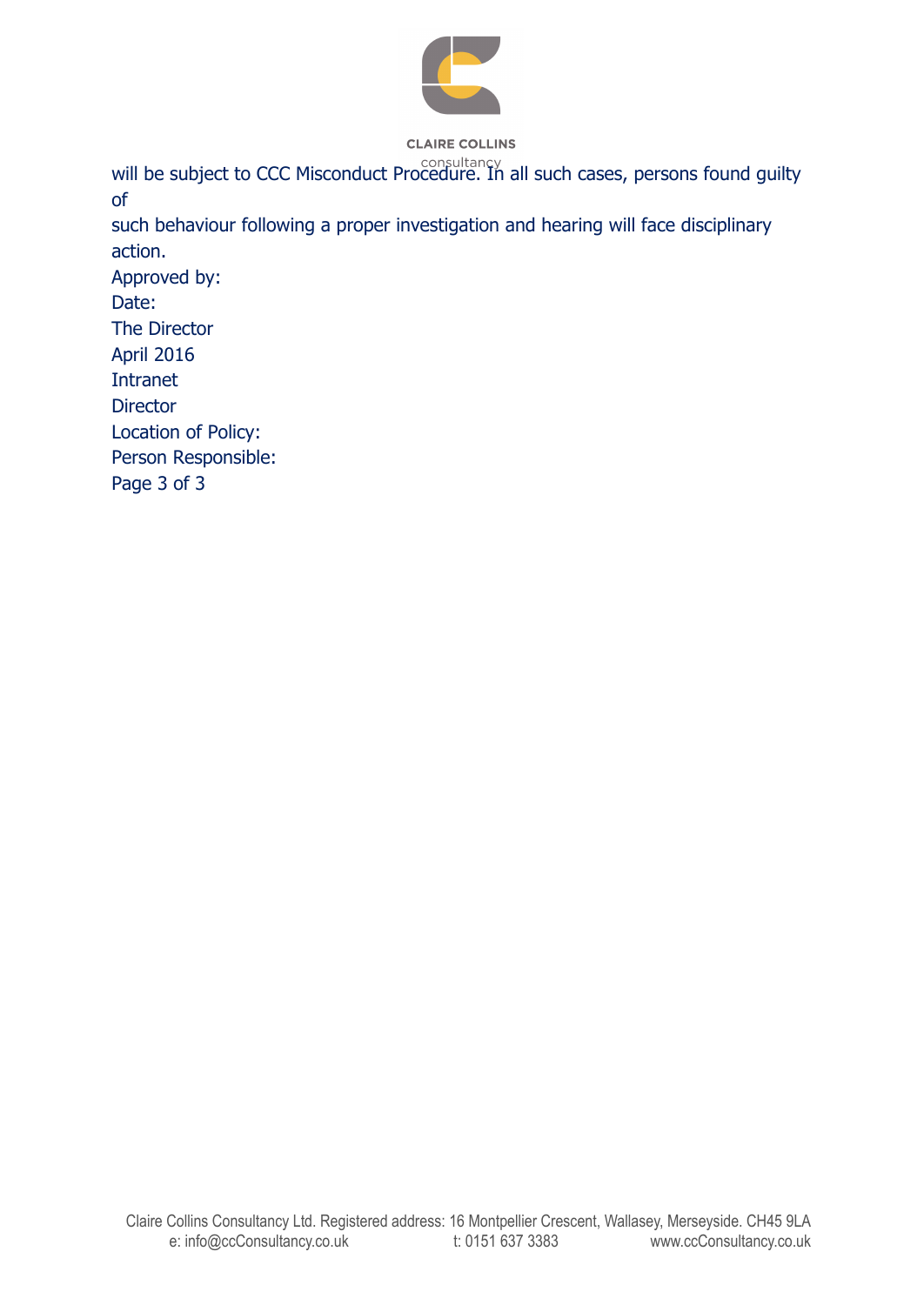will be subject to CCC Misconduct Procedure. In all such cases, persons found guilty of such behaviour following a proper investigation and hearing will face disciplinary action.

| | |
|---|---|
| Approved by: | The Director |
| Date: | April 2016 |
| Location of Policy: | Intranet |
| Person Responsible: | Director |